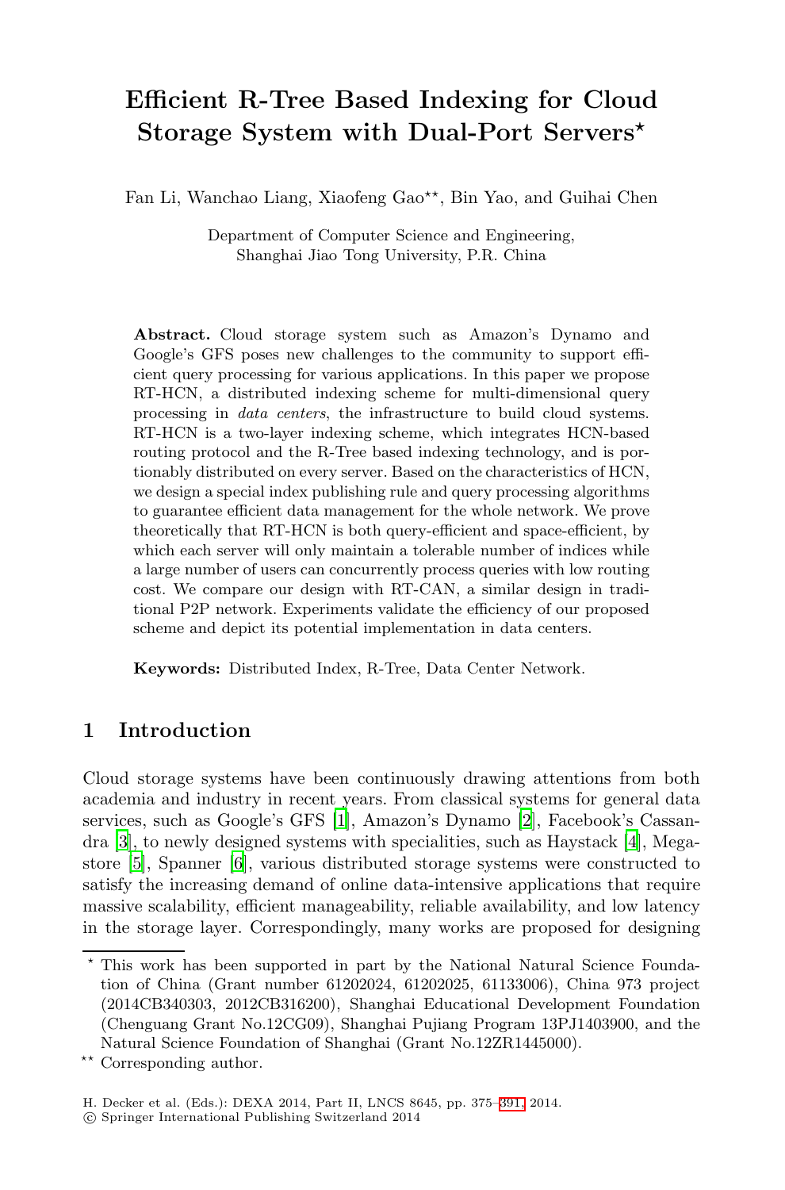# Efficient R-Tree Based Indexing for Cloud Storage System with Dual-Port Servers*

Fan Li, Wanchao Liang, Xiaofeng Gao**, Bin Yao, and Guihai Chen

Department of Computer Science and Engineering,
Shanghai Jiao Tong University, P.R. China

**Abstract.** Cloud storage system such as Amazon's Dynamo and Google's GFS poses new challenges to the community to support efficient query processing for various applications. In this paper we propose RT-HCN, a distributed indexing scheme for multi-dimensional query processing in *data centers*, the infrastructure to build cloud systems. RT-HCN is a two-layer indexing scheme, which integrates HCN-based routing protocol and the R-Tree based indexing technology, and is portionably distributed on every server. Based on the characteristics of HCN, we design a special index publishing rule and query processing algorithms to guarantee efficient data management for the whole network. We prove theoretically that RT-HCN is both query-efficient and space-efficient, by which each server will only maintain a tolerable number of indices while a large number of users can concurrently process queries with low routing cost. We compare our design with RT-CAN, a similar design in traditional P2P network. Experiments validate the efficiency of our proposed scheme and depict its potential implementation in data centers.

**Keywords:** Distributed Index, R-Tree, Data Center Network.

## 1 Introduction

Cloud storage systems have been continuously drawing attentions from both academia and industry in recent years. From classical systems for general data services, such as Google's GFS [1], Amazon's Dynamo [2], Facebook's Cassandra [3], to newly designed systems with specialities, such as Haystack [4], Megastore [5], Spanner [6], various distributed storage systems were constructed to satisfy the increasing demand of online data-intensive applications that require massive scalability, efficient manageability, reliable availability, and low latency in the storage layer. Correspondingly, many works are proposed for designing

---

* This work has been supported in part by the National Natural Science Foundation of China (Grant number 61202024, 61202025, 61133006), China 973 project (2014CB340303, 2012CB316200), Shanghai Educational Development Foundation (Chenguang Grant No.12CG09), Shanghai Pujiang Program 13PJ1403900, and the Natural Science Foundation of Shanghai (Grant No.12ZR1445000).

** Corresponding author.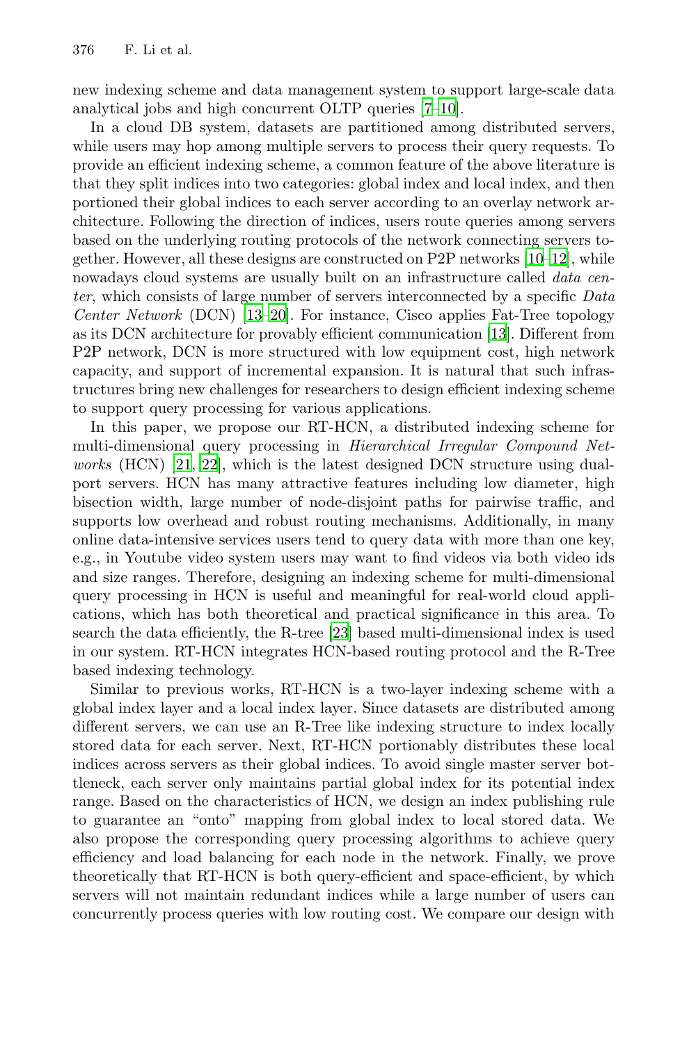new indexing scheme and data management system to support large-scale data analytical jobs and high concurrent OLTP queries [7–10].

In a cloud DB system, datasets are partitioned among distributed servers, while users may hop among multiple servers to process their query requests. To provide an efficient indexing scheme, a common feature of the above literature is that they split indices into two categories: global index and local index, and then portioned their global indices to each server according to an overlay network architecture. Following the direction of indices, users route queries among servers based on the underlying routing protocols of the network connecting servers together. However, all these designs are constructed on P2P networks [10–12], while nowadays cloud systems are usually built on an infrastructure called *data center*, which consists of large number of servers interconnected by a specific *Data Center Network* (DCN) [13–20]. For instance, Cisco applies Fat-Tree topology as its DCN architecture for provably efficient communication [13]. Different from P2P network, DCN is more structured with low equipment cost, high network capacity, and support of incremental expansion. It is natural that such infrastructures bring new challenges for researchers to design efficient indexing scheme to support query processing for various applications.

In this paper, we propose our RT-HCN, a distributed indexing scheme for multi-dimensional query processing in *Hierarchical Irregular Compound Networks* (HCN) [21, 22], which is the latest designed DCN structure using dual-port servers. HCN has many attractive features including low diameter, high bisection width, large number of node-disjoint paths for pairwise traffic, and supports low overhead and robust routing mechanisms. Additionally, in many online data-intensive services users tend to query data with more than one key, e.g., in Youtube video system users may want to find videos via both video ids and size ranges. Therefore, designing an indexing scheme for multi-dimensional query processing in HCN is useful and meaningful for real-world cloud applications, which has both theoretical and practical significance in this area. To search the data efficiently, the R-tree [23] based multi-dimensional index is used in our system. RT-HCN integrates HCN-based routing protocol and the R-Tree based indexing technology.

Similar to previous works, RT-HCN is a two-layer indexing scheme with a global index layer and a local index layer. Since datasets are distributed among different servers, we can use an R-Tree like indexing structure to index locally stored data for each server. Next, RT-HCN portionably distributes these local indices across servers as their global indices. To avoid single master server bottleneck, each server only maintains partial global index for its potential index range. Based on the characteristics of HCN, we design an index publishing rule to guarantee an "onto" mapping from global index to local stored data. We also propose the corresponding query processing algorithms to achieve query efficiency and load balancing for each node in the network. Finally, we prove theoretically that RT-HCN is both query-efficient and space-efficient, by which servers will not maintain redundant indices while a large number of users can concurrently process queries with low routing cost. We compare our design with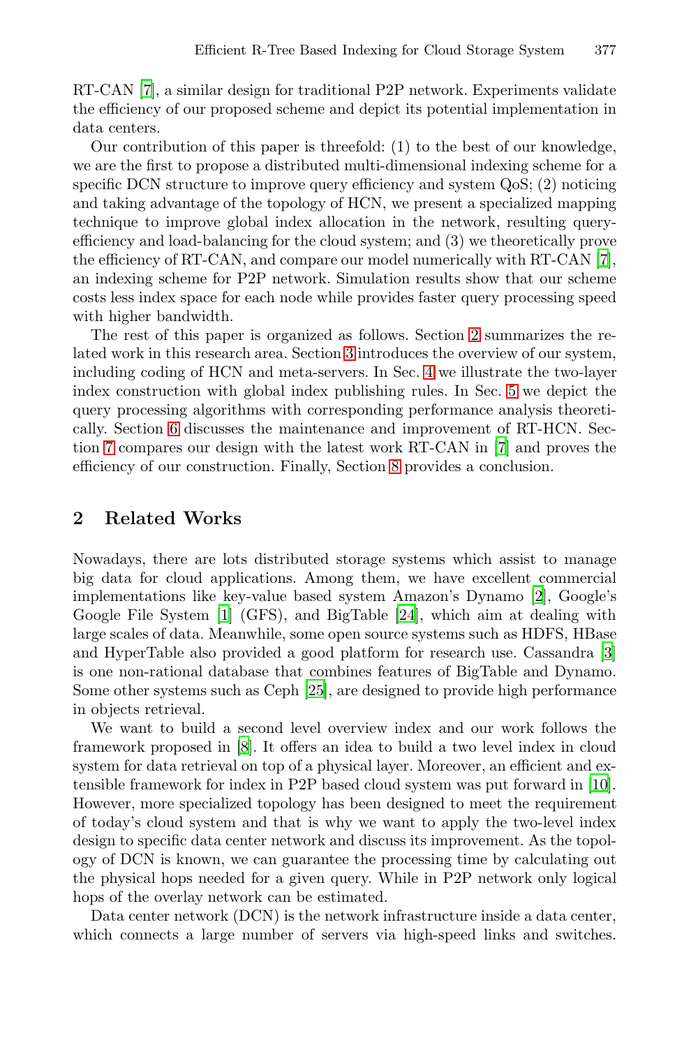RT-CAN [7], a similar design for traditional P2P network. Experiments validate the efficiency of our proposed scheme and depict its potential implementation in data centers.

Our contribution of this paper is threefold: (1) to the best of our knowledge, we are the first to propose a distributed multi-dimensional indexing scheme for a specific DCN structure to improve query efficiency and system QoS; (2) noticing and taking advantage of the topology of HCN, we present a specialized mapping technique to improve global index allocation in the network, resulting query-efficiency and load-balancing for the cloud system; and (3) we theoretically prove the efficiency of RT-CAN, and compare our model numerically with RT-CAN [7], an indexing scheme for P2P network. Simulation results show that our scheme costs less index space for each node while provides faster query processing speed with higher bandwidth.

The rest of this paper is organized as follows. Section 2 summarizes the related work in this research area. Section 3 introduces the overview of our system, including coding of HCN and meta-servers. In Sec. 4 we illustrate the two-layer index construction with global index publishing rules. In Sec. 5 we depict the query processing algorithms with corresponding performance analysis theoretically. Section 6 discusses the maintenance and improvement of RT-HCN. Section 7 compares our design with the latest work RT-CAN in [7] and proves the efficiency of our construction. Finally, Section 8 provides a conclusion.

## 2 Related Works

Nowadays, there are lots distributed storage systems which assist to manage big data for cloud applications. Among them, we have excellent commercial implementations like key-value based system Amazon's Dynamo [2], Google's Google File System [1] (GFS), and BigTable [24], which aim at dealing with large scales of data. Meanwhile, some open source systems such as HDFS, HBase and HyperTable also provided a good platform for research use. Cassandra [3] is one non-rational database that combines features of BigTable and Dynamo. Some other systems such as Ceph [25], are designed to provide high performance in objects retrieval.

We want to build a second level overview index and our work follows the framework proposed in [8]. It offers an idea to build a two level index in cloud system for data retrieval on top of a physical layer. Moreover, an efficient and extensible framework for index in P2P based cloud system was put forward in [10]. However, more specialized topology has been designed to meet the requirement of today's cloud system and that is why we want to apply the two-level index design to specific data center network and discuss its improvement. As the topology of DCN is known, we can guarantee the processing time by calculating out the physical hops needed for a given query. While in P2P network only logical hops of the overlay network can be estimated.

Data center network (DCN) is the network infrastructure inside a data center, which connects a large number of servers via high-speed links and switches.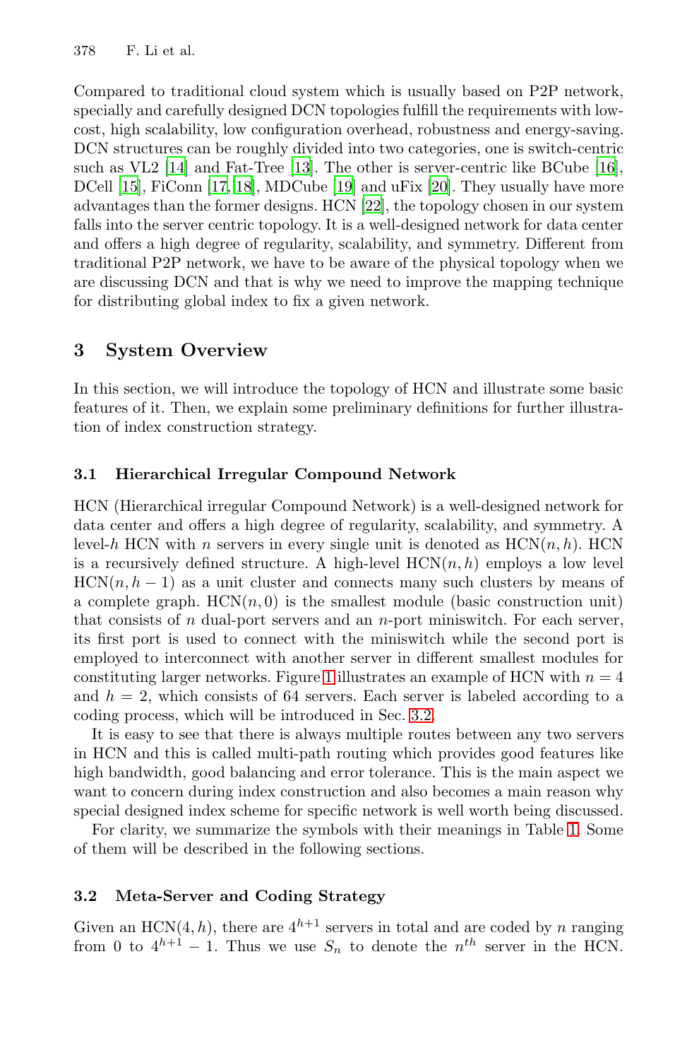Compared to traditional cloud system which is usually based on P2P network, specially and carefully designed DCN topologies fulfill the requirements with low-cost, high scalability, low configuration overhead, robustness and energy-saving. DCN structures can be roughly divided into two categories, one is switch-centric such as VL2 [14] and Fat-Tree [13]. The other is server-centric like BCube [16], DCell [15], FiConn [17,18], MDCube [19] and uFix [20]. They usually have more advantages than the former designs. HCN [22], the topology chosen in our system falls into the server centric topology. It is a well-designed network for data center and offers a high degree of regularity, scalability, and symmetry. Different from traditional P2P network, we have to be aware of the physical topology when we are discussing DCN and that is why we need to improve the mapping technique for distributing global index to fix a given network.

## 3 System Overview

In this section, we will introduce the topology of HCN and illustrate some basic features of it. Then, we explain some preliminary definitions for further illustration of index construction strategy.

### 3.1 Hierarchical Irregular Compound Network

HCN (Hierarchical irregular Compound Network) is a well-designed network for data center and offers a high degree of regularity, scalability, and symmetry. A level-$h$ HCN with $n$ servers in every single unit is denoted as HCN$(n, h)$. HCN is a recursively defined structure. A high-level HCN$(n, h)$ employs a low level HCN$(n, h-1)$ as a unit cluster and connects many such clusters by means of a complete graph. HCN$(n, 0)$ is the smallest module (basic construction unit) that consists of $n$ dual-port servers and an $n$-port miniswitch. For each server, its first port is used to connect with the miniswitch while the second port is employed to interconnect with another server in different smallest modules for constituting larger networks. Figure 1 illustrates an example of HCN with $n = 4$ and $h = 2$, which consists of 64 servers. Each server is labeled according to a coding process, which will be introduced in Sec. 3.2.

It is easy to see that there is always multiple routes between any two servers in HCN and this is called multi-path routing which provides good features like high bandwidth, good balancing and error tolerance. This is the main aspect we want to concern during index construction and also becomes a main reason why special designed index scheme for specific network is well worth being discussed.

For clarity, we summarize the symbols with their meanings in Table 1. Some of them will be described in the following sections.

### 3.2 Meta-Server and Coding Strategy

Given an HCN$(4, h)$, there are $4^{h+1}$ servers in total and are coded by $n$ ranging from 0 to $4^{h+1} - 1$. Thus we use $S_n$ to denote the $n^{th}$ server in the HCN.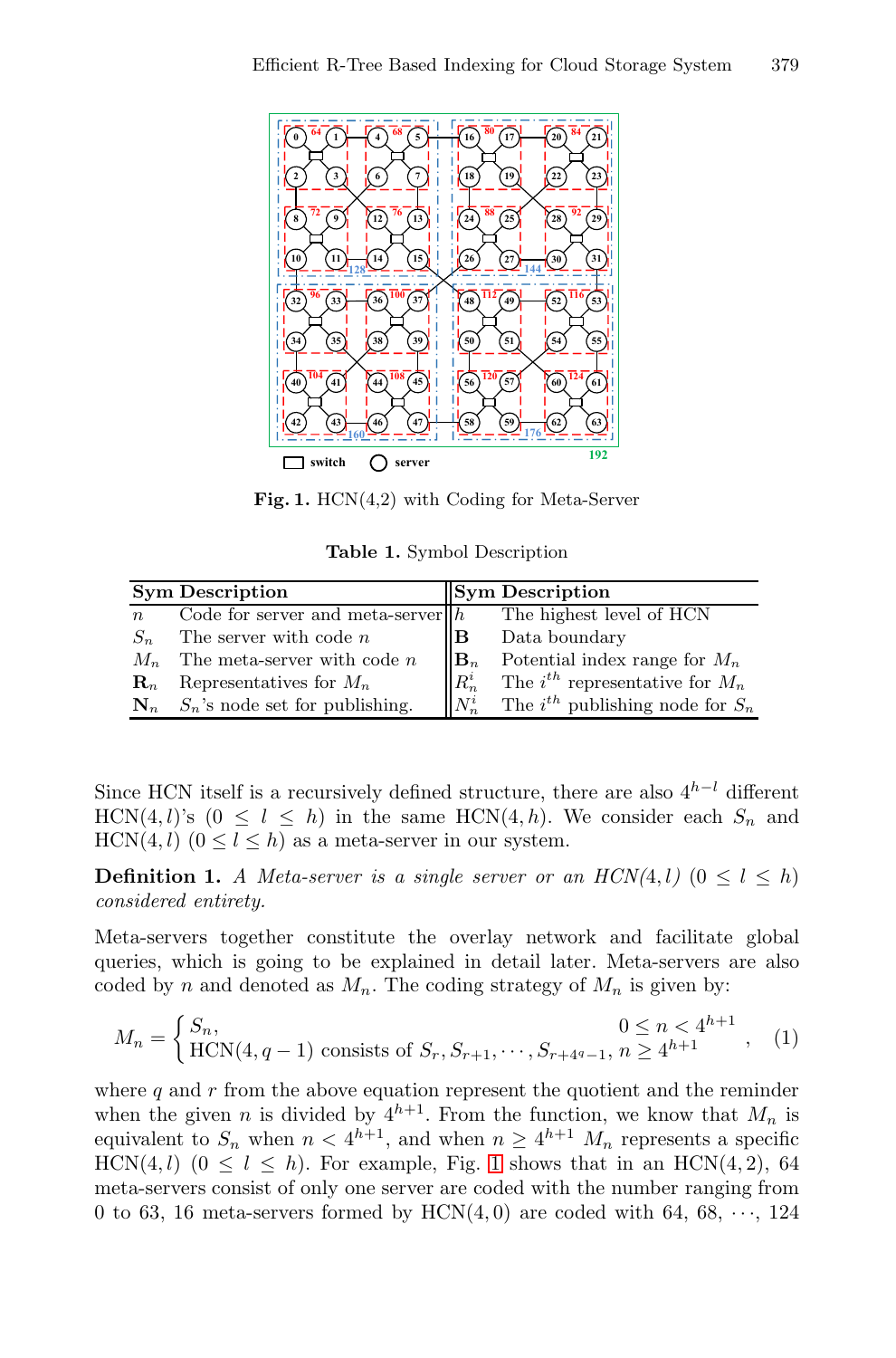**Fig. 1.** HCN(4,2) with Coding for Meta-Server

**Table 1.** Symbol Description

| Sym | Description | Sym | Description |
|---|---|---|---|
| $n$ | Code for server and meta-server | $h$ | The highest level of HCN |
| $S_n$ | The server with code $n$ | $\mathbf{B}$ | Data boundary |
| $M_n$ | The meta-server with code $n$ | $\mathbf{B}_n$ | Potential index range for $M_n$ |
| $\mathbf{R}_n$ | Representatives for $M_n$ | $R_n^i$ | The $i^{th}$ representative for $M_n$ |
| $\mathbf{N}_n$ | $S_n$'s node set for publishing. | $N_n^i$ | The $i^{th}$ publishing node for $S_n$ |

Since HCN itself is a recursively defined structure, there are also $4^{h-l}$ different HCN$(4,l)$'s $(0 \leq l \leq h)$ in the same HCN$(4,h)$. We consider each $S_n$ and HCN$(4,l)$ $(0 \leq l \leq h)$ as a meta-server in our system.

**Definition 1.** *A Meta-server is a single server or an HCN$(4,l)$ $(0 \leq l \leq h)$ considered entirety.*

Meta-servers together constitute the overlay network and facilitate global queries, which is going to be explained in detail later. Meta-servers are also coded by $n$ and denoted as $M_n$. The coding strategy of $M_n$ is given by:

$$M_n = \begin{cases} S_n, & 0 \leq n < 4^{h+1} \\ \text{HCN}(4, q-1) \text{ consists of } S_r, S_{r+1}, \cdots, S_{r+4^q-1}, & n \geq 4^{h+1} \end{cases}, \quad (1)$$

where $q$ and $r$ from the above equation represent the quotient and the reminder when the given $n$ is divided by $4^{h+1}$. From the function, we know that $M_n$ is equivalent to $S_n$ when $n < 4^{h+1}$, and when $n \geq 4^{h+1}$ $M_n$ represents a specific HCN$(4,l)$ $(0 \leq l \leq h)$. For example, Fig. 1 shows that in an HCN$(4,2)$, 64 meta-servers consist of only one server are coded with the number ranging from 0 to 63, 16 meta-servers formed by HCN$(4,0)$ are coded with 64, 68, $\cdots$, 124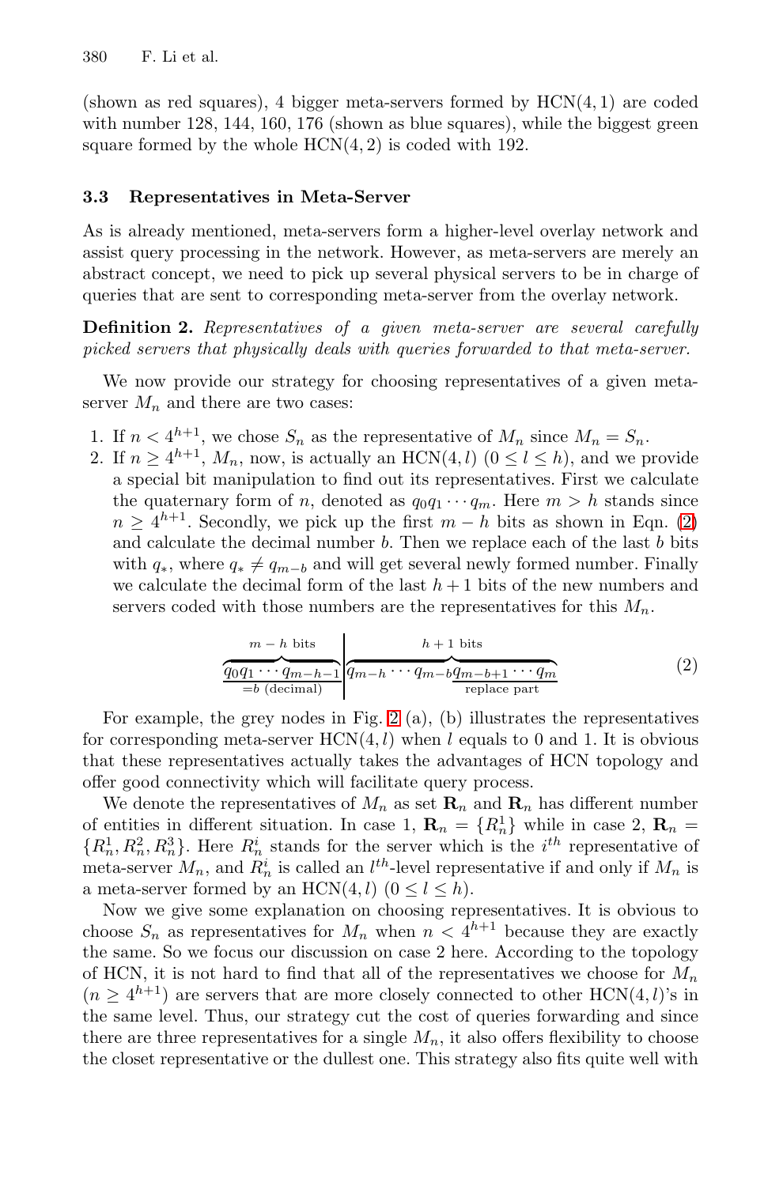(shown as red squares), 4 bigger meta-servers formed by HCN(4, 1) are coded with number 128, 144, 160, 176 (shown as blue squares), while the biggest green square formed by the whole HCN(4, 2) is coded with 192.

### 3.3 Representatives in Meta-Server

As is already mentioned, meta-servers form a higher-level overlay network and assist query processing in the network. However, as meta-servers are merely an abstract concept, we need to pick up several physical servers to be in charge of queries that are sent to corresponding meta-server from the overlay network.

**Definition 2.** *Representatives of a given meta-server are several carefully picked servers that physically deals with queries forwarded to that meta-server.*

We now provide our strategy for choosing representatives of a given meta-server $M_n$ and there are two cases:

1. If $n < 4^{h+1}$, we chose $S_n$ as the representative of $M_n$ since $M_n = S_n$.
2. If $n \geq 4^{h+1}$, $M_n$, now, is actually an HCN$(4, l)$ $(0 \leq l \leq h)$, and we provide a special bit manipulation to find out its representatives. First we calculate the quaternary form of $n$, denoted as $q_0 q_1 \cdots q_m$. Here $m > h$ stands since $n \geq 4^{h+1}$. Secondly, we pick up the first $m - h$ bits as shown in Eqn. (2) and calculate the decimal number $b$. Then we replace each of the last $b$ bits with $q_*$, where $q_* \neq q_{m-b}$ and will get several newly formed number. Finally we calculate the decimal form of the last $h+1$ bits of the new numbers and servers coded with those numbers are the representatives for this $M_n$.

$$\underbrace{\overbrace{q_0 q_1 \cdots q_{m-h-1}}^{m-h \text{ bits}}}_{=b \text{ (decimal)}} \Bigg| \overbrace{q_{m-h} \cdots q_{m-b} \underbrace{q_{m-b+1} \cdots q_m}_{\text{replace part}}}^{h+1 \text{ bits}} \tag{2}$$

For example, the grey nodes in Fig. 2 (a), (b) illustrates the representatives for corresponding meta-server HCN$(4, l)$ when $l$ equals to 0 and 1. It is obvious that these representatives actually takes the advantages of HCN topology and offer good connectivity which will facilitate query process.

We denote the representatives of $M_n$ as set $\mathbf{R}_n$ and $\mathbf{R}_n$ has different number of entities in different situation. In case 1, $\mathbf{R}_n = \{R_n^1\}$ while in case 2, $\mathbf{R}_n = \{R_n^1, R_n^2, R_n^3\}$. Here $R_n^i$ stands for the server which is the $i^{th}$ representative of meta-server $M_n$, and $R_n^i$ is called an $l^{th}$-level representative if and only if $M_n$ is a meta-server formed by an HCN$(4, l)$ $(0 \leq l \leq h)$.

Now we give some explanation on choosing representatives. It is obvious to choose $S_n$ as representatives for $M_n$ when $n < 4^{h+1}$ because they are exactly the same. So we focus our discussion on case 2 here. According to the topology of HCN, it is not hard to find that all of the representatives we choose for $M_n$ $(n \geq 4^{h+1})$ are servers that are more closely connected to other HCN$(4, l)$'s in the same level. Thus, our strategy cut the cost of queries forwarding and since there are three representatives for a single $M_n$, it also offers flexibility to choose the closet representative or the dullest one. This strategy also fits quite well with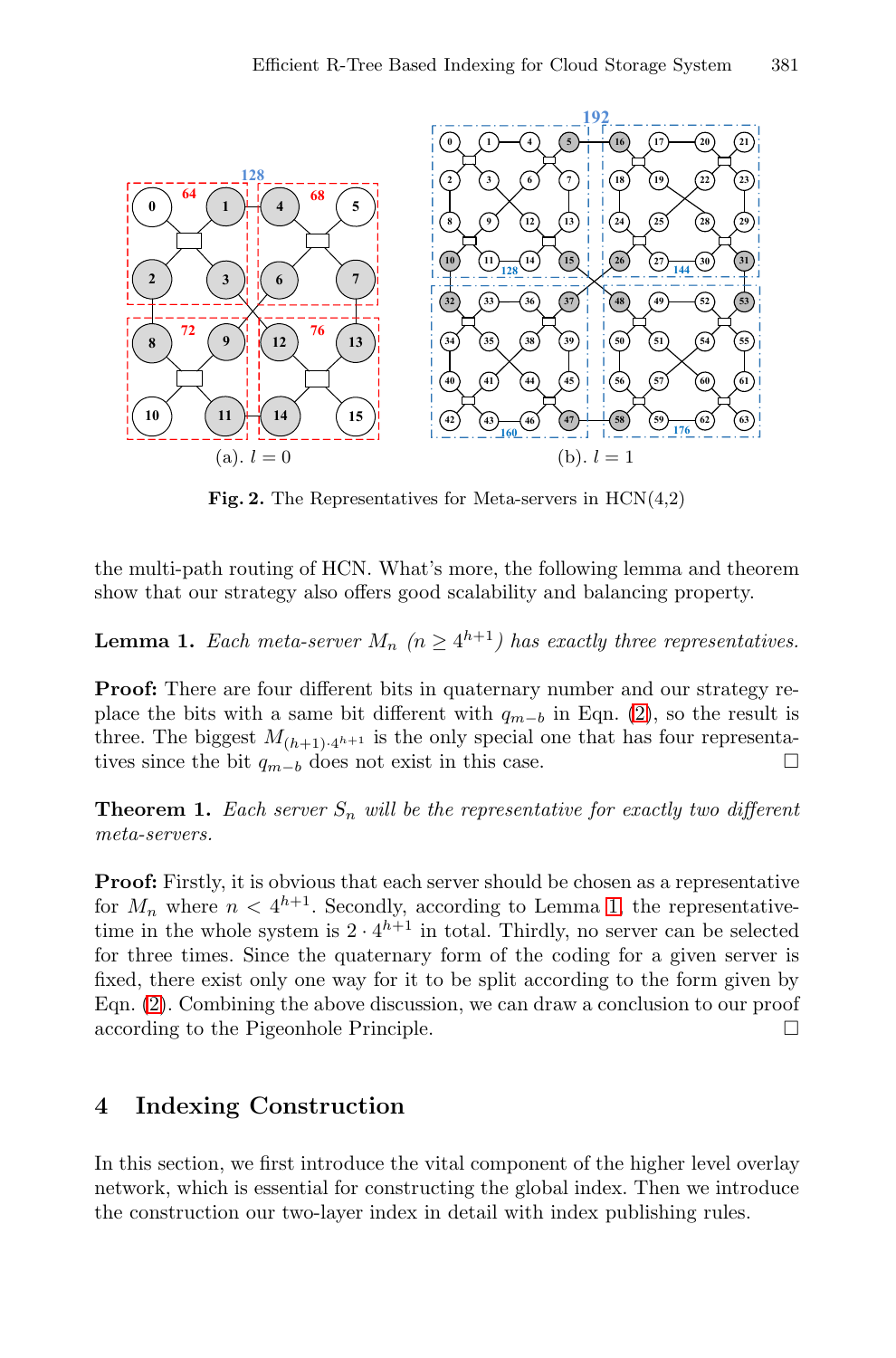Fig. 2. The Representatives for Meta-servers in HCN(4,2)

the multi-path routing of HCN. What's more, the following lemma and theorem show that our strategy also offers good scalability and balancing property.

**Lemma 1.** *Each meta-server $M_n$ ($n \geq 4^{h+1}$) has exactly three representatives.*

**Proof:** There are four different bits in quaternary number and our strategy replace the bits with a same bit different with $q_{m-b}$ in Eqn. (2), so the result is three. The biggest $M_{(h+1)\cdot 4^{h+1}}$ is the only special one that has four representatives since the bit $q_{m-b}$ does not exist in this case. □

**Theorem 1.** *Each server $S_n$ will be the representative for exactly two different meta-servers.*

**Proof:** Firstly, it is obvious that each server should be chosen as a representative for $M_n$ where $n < 4^{h+1}$. Secondly, according to Lemma 1, the representative-time in the whole system is $2 \cdot 4^{h+1}$ in total. Thirdly, no server can be selected for three times. Since the quaternary form of the coding for a given server is fixed, there exist only one way for it to be split according to the form given by Eqn. (2). Combining the above discussion, we can draw a conclusion to our proof according to the Pigeonhole Principle. □

## 4 Indexing Construction

In this section, we first introduce the vital component of the higher level overlay network, which is essential for constructing the global index. Then we introduce the construction our two-layer index in detail with index publishing rules.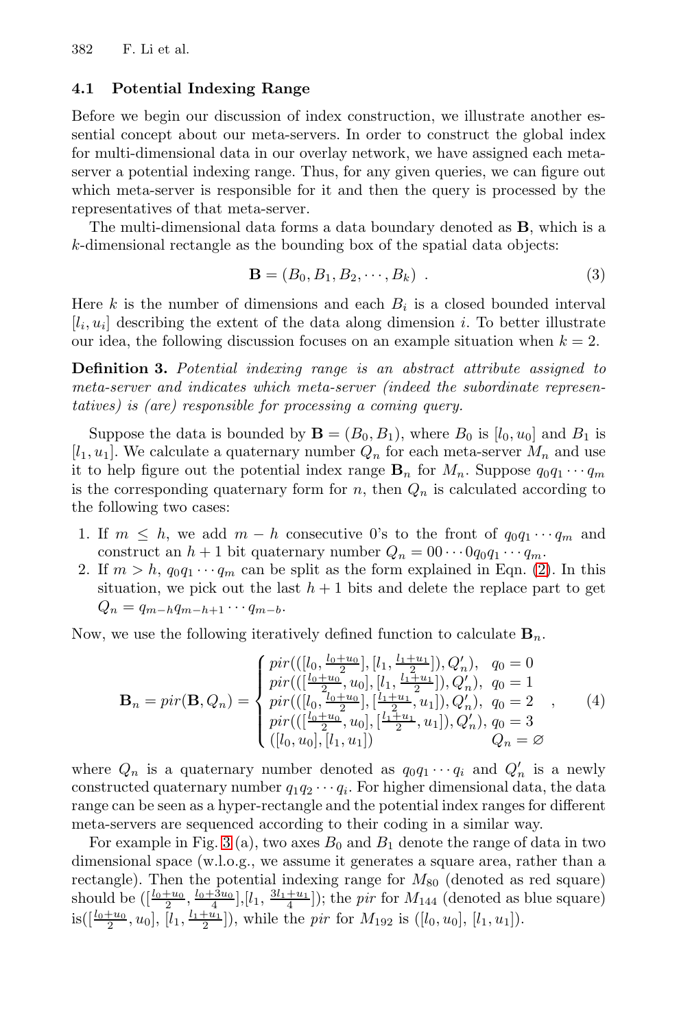### 4.1 Potential Indexing Range

Before we begin our discussion of index construction, we illustrate another essential concept about our meta-servers. In order to construct the global index for multi-dimensional data in our overlay network, we have assigned each meta-server a potential indexing range. Thus, for any given queries, we can figure out which meta-server is responsible for it and then the query is processed by the representatives of that meta-server.

The multi-dimensional data forms a data boundary denoted as $\mathbf{B}$, which is a $k$-dimensional rectangle as the bounding box of the spatial data objects:

$$\mathbf{B} = (B_0, B_1, B_2, \cdots, B_k) \ . \tag{3}$$

Here $k$ is the number of dimensions and each $B_i$ is a closed bounded interval $[l_i, u_i]$ describing the extent of the data along dimension $i$. To better illustrate our idea, the following discussion focuses on an example situation when $k = 2$.

**Definition 3.** *Potential indexing range is an abstract attribute assigned to meta-server and indicates which meta-server (indeed the subordinate representatives) is (are) responsible for processing a coming query.*

Suppose the data is bounded by $\mathbf{B} = (B_0, B_1)$, where $B_0$ is $[l_0, u_0]$ and $B_1$ is $[l_1, u_1]$. We calculate a quaternary number $Q_n$ for each meta-server $M_n$ and use it to help figure out the potential index range $\mathbf{B}_n$ for $M_n$. Suppose $q_0 q_1 \cdots q_m$ is the corresponding quaternary form for $n$, then $Q_n$ is calculated according to the following two cases:

1. If $m \leq h$, we add $m - h$ consecutive 0's to the front of $q_0 q_1 \cdots q_m$ and construct an $h+1$ bit quaternary number $Q_n = 00 \cdots 0 q_0 q_1 \cdots q_m$.
2. If $m > h$, $q_0 q_1 \cdots q_m$ can be split as the form explained in Eqn. (2). In this situation, we pick out the last $h+1$ bits and delete the replace part to get $Q_n = q_{m-h} q_{m-h+1} \cdots q_{m-b}$.

Now, we use the following iteratively defined function to calculate $\mathbf{B}_n$.

$$\mathbf{B}_n = pir(\mathbf{B}, Q_n) = \begin{cases} pir(([l_0, \frac{l_0+u_0}{2}], [l_1, \frac{l_1+u_1}{2}]), Q'_n), & q_0 = 0 \\ pir(([\frac{l_0+u_0}{2}, u_0], [l_1, \frac{l_1+u_1}{2}]), Q'_n), & q_0 = 1 \\ pir(([l_0, \frac{l_0+u_0}{2}], [\frac{l_1+u_1}{2}, u_1]), Q'_n), & q_0 = 2 \\ pir(([\frac{l_0+u_0}{2}, u_0], [\frac{l_1+u_1}{2}, u_1]), Q'_n), & q_0 = 3 \\ ([l_0, u_0], [l_1, u_1]) & Q_n = \varnothing \end{cases} , \tag{4}$$

where $Q_n$ is a quaternary number denoted as $q_0 q_1 \cdots q_i$ and $Q'_n$ is a newly constructed quaternary number $q_1 q_2 \cdots q_i$. For higher dimensional data, the data range can be seen as a hyper-rectangle and the potential index ranges for different meta-servers are sequenced according to their coding in a similar way.

For example in Fig. 3 (a), two axes $B_0$ and $B_1$ denote the range of data in two dimensional space (w.l.o.g., we assume it generates a square area, rather than a rectangle). Then the potential indexing range for $M_{80}$ (denoted as red square) should be $([\frac{l_0+u_0}{2}, \frac{l_0+3u_0}{4}], [l_1, \frac{3l_1+u_1}{4}])$; the $pir$ for $M_{144}$ (denoted as blue square) is $([\frac{l_0+u_0}{2}, u_0], [l_1, \frac{l_1+u_1}{2}])$, while the $pir$ for $M_{192}$ is $([l_0, u_0], [l_1, u_1])$.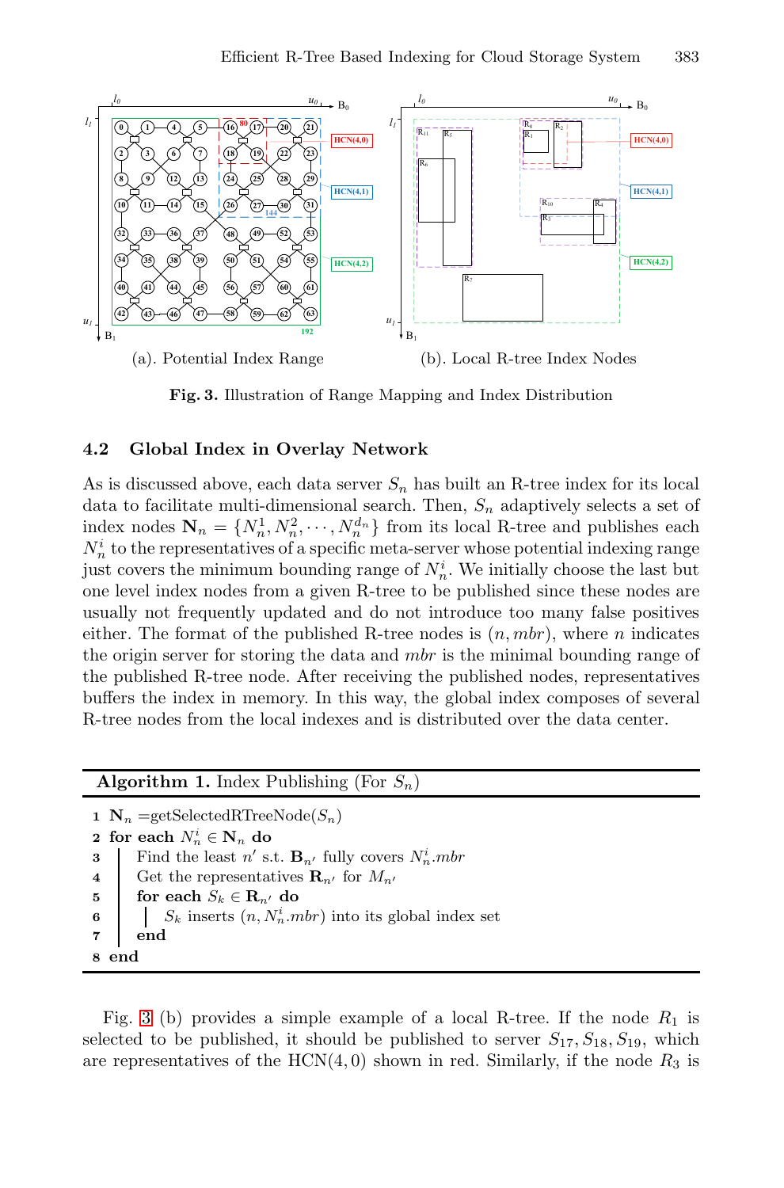(a). Potential Index Range

(b). Local R-tree Index Nodes

**Fig. 3.** Illustration of Range Mapping and Index Distribution

### 4.2 Global Index in Overlay Network

As is discussed above, each data server $S_n$ has built an R-tree index for its local data to facilitate multi-dimensional search. Then, $S_n$ adaptively selects a set of index nodes $\mathbf{N}_n = \{N_n^1, N_n^2, \cdots, N_n^{d_n}\}$ from its local R-tree and publishes each $N_n^i$ to the representatives of a specific meta-server whose potential indexing range just covers the minimum bounding range of $N_n^i$. We initially choose the last but one level index nodes from a given R-tree to be published since these nodes are usually not frequently updated and do not introduce too many false positives either. The format of the published R-tree nodes is $(n, mbr)$, where $n$ indicates the origin server for storing the data and $mbr$ is the minimal bounding range of the published R-tree node. After receiving the published nodes, representatives buffers the index in memory. In this way, the global index composes of several R-tree nodes from the local indexes and is distributed over the data center.

**Algorithm 1.** Index Publishing (For $S_n$)

```
1 N_n =getSelectedRTreeNode(S_n)
2 for each N_n^i ∈ N_n do
3 |   Find the least n' s.t. B_n' fully covers N_n^i.mbr
4 |   Get the representatives R_n' for M_n'
5 |   for each S_k ∈ R_n' do
6 |   |   S_k inserts (n, N_n^i.mbr) into its global index set
7 |   end
8 end
```

Fig. 3 (b) provides a simple example of a local R-tree. If the node $R_1$ is selected to be published, it should be published to server $S_{17}, S_{18}, S_{19}$, which are representatives of the HCN(4, 0) shown in red. Similarly, if the node $R_3$ is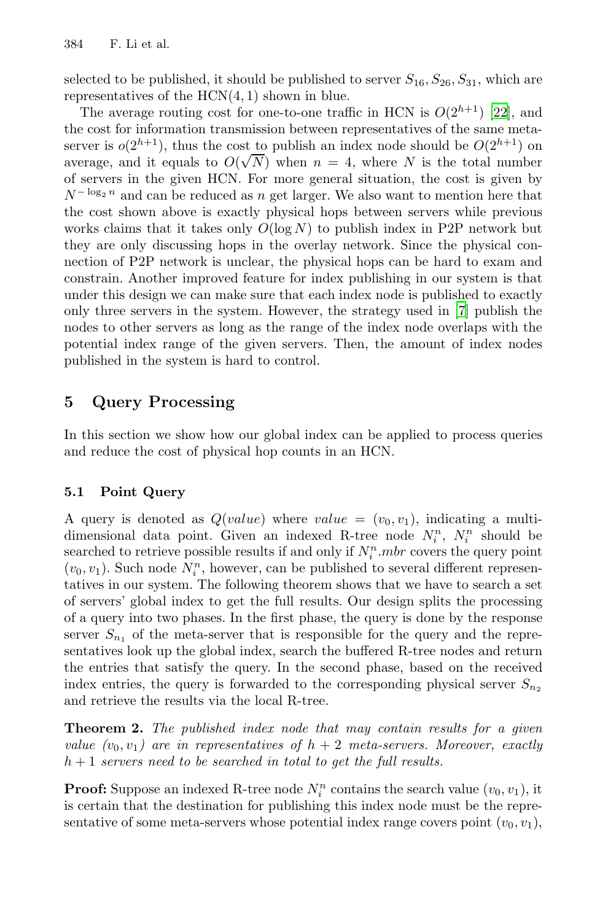selected to be published, it should be published to server $S_{16}, S_{26}, S_{31}$, which are representatives of the HCN(4, 1) shown in blue.

The average routing cost for one-to-one traffic in HCN is $O(2^{h+1})$ [22], and the cost for information transmission between representatives of the same meta-server is $o(2^{h+1})$, thus the cost to publish an index node should be $O(2^{h+1})$ on average, and it equals to $O(\sqrt{N})$ when $n = 4$, where $N$ is the total number of servers in the given HCN. For more general situation, the cost is given by $N^{-\log_2 n}$ and can be reduced as $n$ get larger. We also want to mention here that the cost shown above is exactly physical hops between servers while previous works claims that it takes only $O(\log N)$ to publish index in P2P network but they are only discussing hops in the overlay network. Since the physical connection of P2P network is unclear, the physical hops can be hard to exam and constrain. Another improved feature for index publishing in our system is that under this design we can make sure that each index node is published to exactly only three servers in the system. However, the strategy used in [7] publish the nodes to other servers as long as the range of the index node overlaps with the potential index range of the given servers. Then, the amount of index nodes published in the system is hard to control.

## 5 Query Processing

In this section we show how our global index can be applied to process queries and reduce the cost of physical hop counts in an HCN.

### 5.1 Point Query

A query is denoted as $Q(value)$ where $value = (v_0, v_1)$, indicating a multi-dimensional data point. Given an indexed R-tree node $N_i^n$, $N_i^n$ should be searched to retrieve possible results if and only if $N_i^n.mbr$ covers the query point $(v_0, v_1)$. Such node $N_i^n$, however, can be published to several different representatives in our system. The following theorem shows that we have to search a set of servers' global index to get the full results. Our design splits the processing of a query into two phases. In the first phase, the query is done by the response server $S_{n_1}$ of the meta-server that is responsible for the query and the representatives look up the global index, search the buffered R-tree nodes and return the entries that satisfy the query. In the second phase, based on the received index entries, the query is forwarded to the corresponding physical server $S_{n_2}$ and retrieve the results via the local R-tree.

**Theorem 2.** *The published index node that may contain results for a given value $(v_0, v_1)$ are in representatives of $h + 2$ meta-servers. Moreover, exactly $h + 1$ servers need to be searched in total to get the full results.*

**Proof:** Suppose an indexed R-tree node $N_i^n$ contains the search value $(v_0, v_1)$, it is certain that the destination for publishing this index node must be the representative of some meta-servers whose potential index range covers point $(v_0, v_1)$,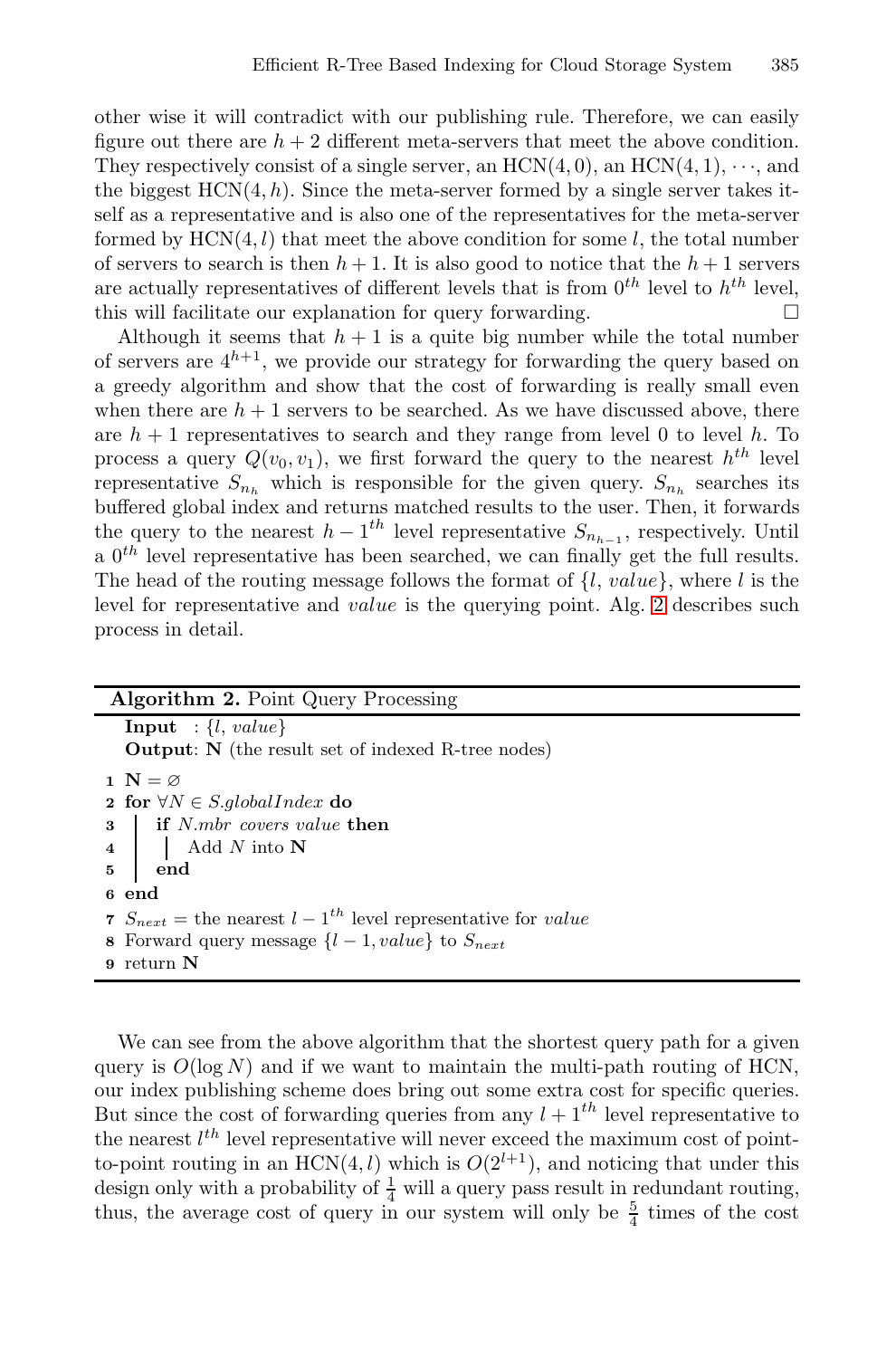other wise it will contradict with our publishing rule. Therefore, we can easily figure out there are $h+2$ different meta-servers that meet the above condition. They respectively consist of a single server, an HCN(4, 0), an HCN(4, 1), $\cdots$, and the biggest HCN($4, h$). Since the meta-server formed by a single server takes itself as a representative and is also one of the representatives for the meta-server formed by HCN($4, l$) that meet the above condition for some $l$, the total number of servers to search is then $h+1$. It is also good to notice that the $h+1$ servers are actually representatives of different levels that is from $0^{th}$ level to $h^{th}$ level, this will facilitate our explanation for query forwarding. □

Although it seems that $h+1$ is a quite big number while the total number of servers are $4^{h+1}$, we provide our strategy for forwarding the query based on a greedy algorithm and show that the cost of forwarding is really small even when there are $h+1$ servers to be searched. As we have discussed above, there are $h+1$ representatives to search and they range from level 0 to level $h$. To process a query $Q(v_0, v_1)$, we first forward the query to the nearest $h^{th}$ level representative $S_{n_h}$ which is responsible for the given query. $S_{n_h}$ searches its buffered global index and returns matched results to the user. Then, it forwards the query to the nearest $h-1^{th}$ level representative $S_{n_{h-1}}$, respectively. Until a $0^{th}$ level representative has been searched, we can finally get the full results. The head of the routing message follows the format of $\{l, \textit{value}\}$, where $l$ is the level for representative and *value* is the querying point. Alg. 2 describes such process in detail.

**Algorithm 2.** Point Query Processing

```
  Input  : {l, value}
  Output: N (the result set of indexed R-tree nodes)
1 N = ∅
2 for ∀N ∈ S.globalIndex do
3 |  if N.mbr covers value then
4 |  |  Add N into N
5 |  end
6 end
7 S_next = the nearest l − 1^th level representative for value
8 Forward query message {l − 1, value} to S_next
9 return N
```

We can see from the above algorithm that the shortest query path for a given query is $O(\log N)$ and if we want to maintain the multi-path routing of HCN, our index publishing scheme does bring out some extra cost for specific queries. But since the cost of forwarding queries from any $l+1^{th}$ level representative to the nearest $l^{th}$ level representative will never exceed the maximum cost of point-to-point routing in an HCN($4, l$) which is $O(2^{l+1})$, and noticing that under this design only with a probability of $\frac{1}{4}$ will a query pass result in redundant routing, thus, the average cost of query in our system will only be $\frac{5}{4}$ times of the cost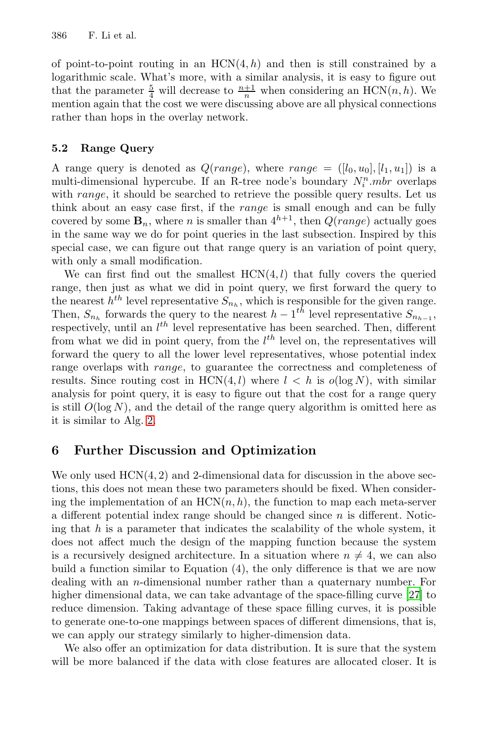of point-to-point routing in an HCN$(4, h)$ and then is still constrained by a logarithmic scale. What's more, with a similar analysis, it is easy to figure out that the parameter $\frac{5}{4}$ will decrease to $\frac{n+1}{n}$ when considering an HCN$(n, h)$. We mention again that the cost we were discussing above are all physical connections rather than hops in the overlay network.

### 5.2 Range Query

A range query is denoted as $Q(range)$, where $range = ([l_0, u_0], [l_1, u_1])$ is a multi-dimensional hypercube. If an R-tree node's boundary $N_i^n.mbr$ overlaps with *range*, it should be searched to retrieve the possible query results. Let us think about an easy case first, if the *range* is small enough and can be fully covered by some $\mathbf{B}_n$, where $n$ is smaller than $4^{h+1}$, then $Q(range)$ actually goes in the same way we do for point queries in the last subsection. Inspired by this special case, we can figure out that range query is an variation of point query, with only a small modification.

We can first find out the smallest HCN$(4, l)$ that fully covers the queried range, then just as what we did in point query, we first forward the query to the nearest $h^{th}$ level representative $S_{n_h}$, which is responsible for the given range. Then, $S_{n_h}$ forwards the query to the nearest $h-1^{th}$ level representative $S_{n_{h-1}}$, respectively, until an $l^{th}$ level representative has been searched. Then, different from what we did in point query, from the $l^{th}$ level on, the representatives will forward the query to all the lower level representatives, whose potential index range overlaps with *range*, to guarantee the correctness and completeness of results. Since routing cost in HCN$(4, l)$ where $l < h$ is $o(\log N)$, with similar analysis for point query, it is easy to figure out that the cost for a range query is still $O(\log N)$, and the detail of the range query algorithm is omitted here as it is similar to Alg. 2.

## 6 Further Discussion and Optimization

We only used HCN$(4, 2)$ and 2-dimensional data for discussion in the above sections, this does not mean these two parameters should be fixed. When considering the implementation of an HCN$(n, h)$, the function to map each meta-server a different potential index range should be changed since $n$ is different. Noticing that $h$ is a parameter that indicates the scalability of the whole system, it does not affect much the design of the mapping function because the system is a recursively designed architecture. In a situation where $n \neq 4$, we can also build a function similar to Equation (4), the only difference is that we are now dealing with an $n$-dimensional number rather than a quaternary number. For higher dimensional data, we can take advantage of the space-filling curve [27] to reduce dimension. Taking advantage of these space filling curves, it is possible to generate one-to-one mappings between spaces of different dimensions, that is, we can apply our strategy similarly to higher-dimension data.

We also offer an optimization for data distribution. It is sure that the system will be more balanced if the data with close features are allocated closer. It is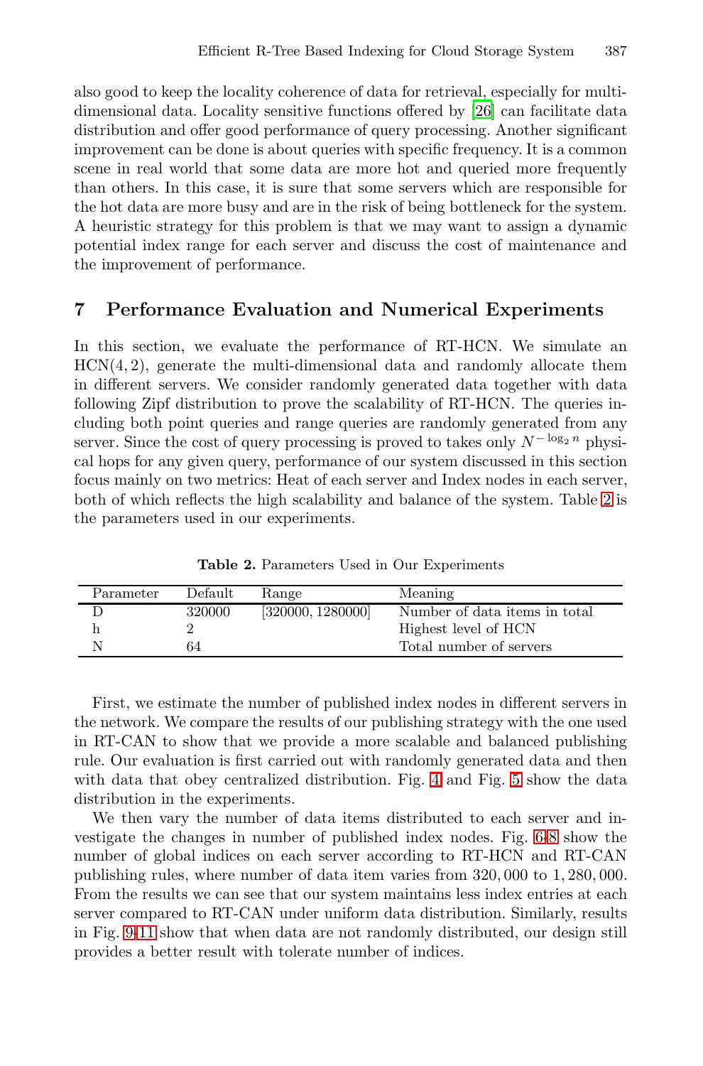also good to keep the locality coherence of data for retrieval, especially for multi-dimensional data. Locality sensitive functions offered by [26] can facilitate data distribution and offer good performance of query processing. Another significant improvement can be done is about queries with specific frequency. It is a common scene in real world that some data are more hot and queried more frequently than others. In this case, it is sure that some servers which are responsible for the hot data are more busy and are in the risk of being bottleneck for the system. A heuristic strategy for this problem is that we may want to assign a dynamic potential index range for each server and discuss the cost of maintenance and the improvement of performance.

## 7 Performance Evaluation and Numerical Experiments

In this section, we evaluate the performance of RT-HCN. We simulate an HCN(4, 2), generate the multi-dimensional data and randomly allocate them in different servers. We consider randomly generated data together with data following Zipf distribution to prove the scalability of RT-HCN. The queries including both point queries and range queries are randomly generated from any server. Since the cost of query processing is proved to takes only $N^{-\log_2 n}$ physical hops for any given query, performance of our system discussed in this section focus mainly on two metrics: Heat of each server and Index nodes in each server, both of which reflects the high scalability and balance of the system. Table 2 is the parameters used in our experiments.

**Table 2.** Parameters Used in Our Experiments

| Parameter | Default | Range | Meaning |
|---|---|---|---|
| D | 320000 | [320000, 1280000] | Number of data items in total |
| h | 2 | | Highest level of HCN |
| N | 64 | | Total number of servers |

First, we estimate the number of published index nodes in different servers in the network. We compare the results of our publishing strategy with the one used in RT-CAN to show that we provide a more scalable and balanced publishing rule. Our evaluation is first carried out with randomly generated data and then with data that obey centralized distribution. Fig. 4 and Fig. 5 show the data distribution in the experiments.

We then vary the number of data items distributed to each server and investigate the changes in number of published index nodes. Fig. 6-8 show the number of global indices on each server according to RT-HCN and RT-CAN publishing rules, where number of data item varies from 320,000 to 1,280,000. From the results we can see that our system maintains less index entries at each server compared to RT-CAN under uniform data distribution. Similarly, results in Fig. 9-11 show that when data are not randomly distributed, our design still provides a better result with tolerate number of indices.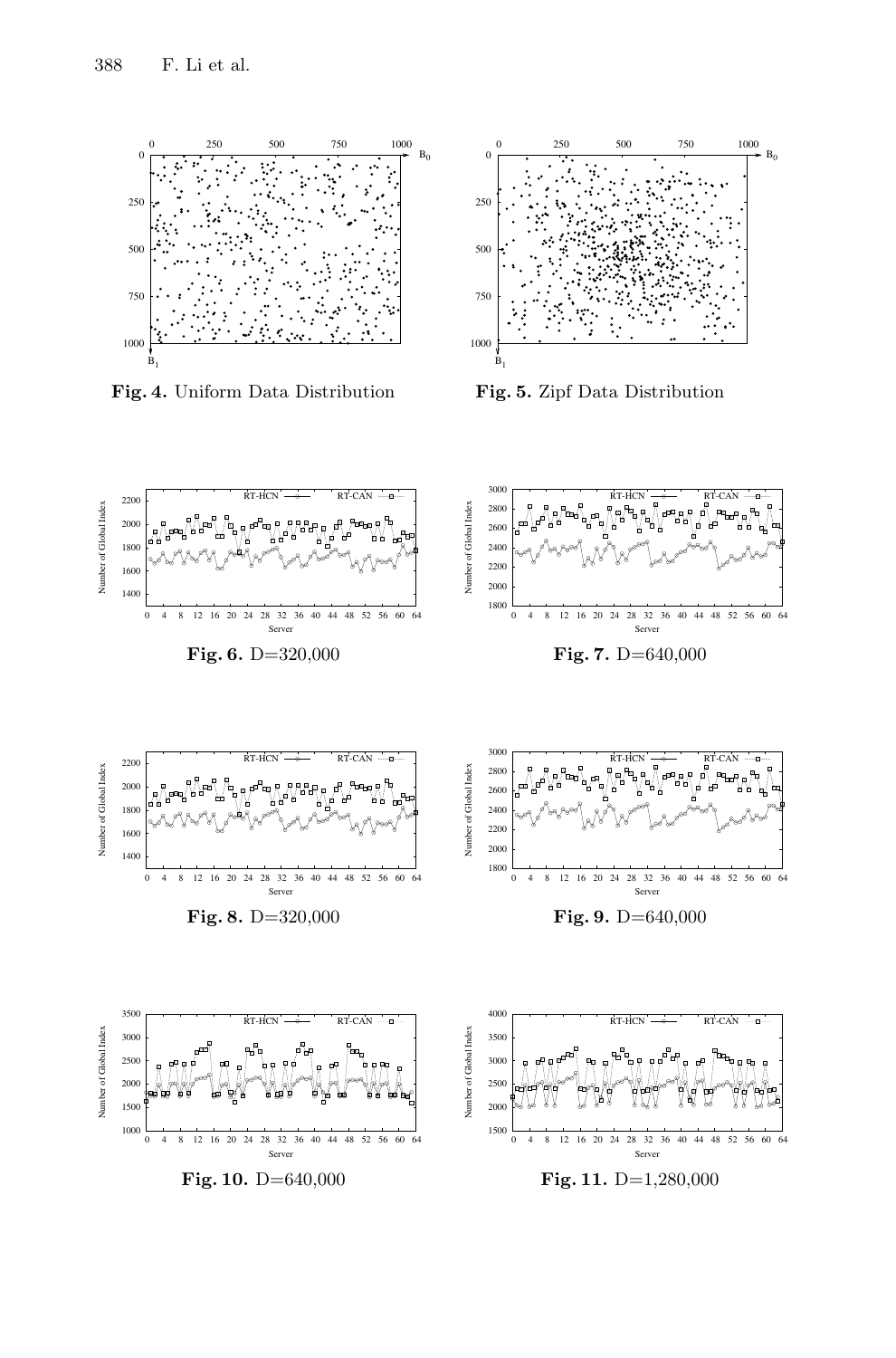**Fig. 4.** Uniform Data Distribution

**Fig. 5.** Zipf Data Distribution

**Fig. 6.** D=320,000

**Fig. 7.** D=640,000

**Fig. 8.** D=320,000

**Fig. 9.** D=640,000

**Fig. 10.** D=640,000

**Fig. 11.** D=1,280,000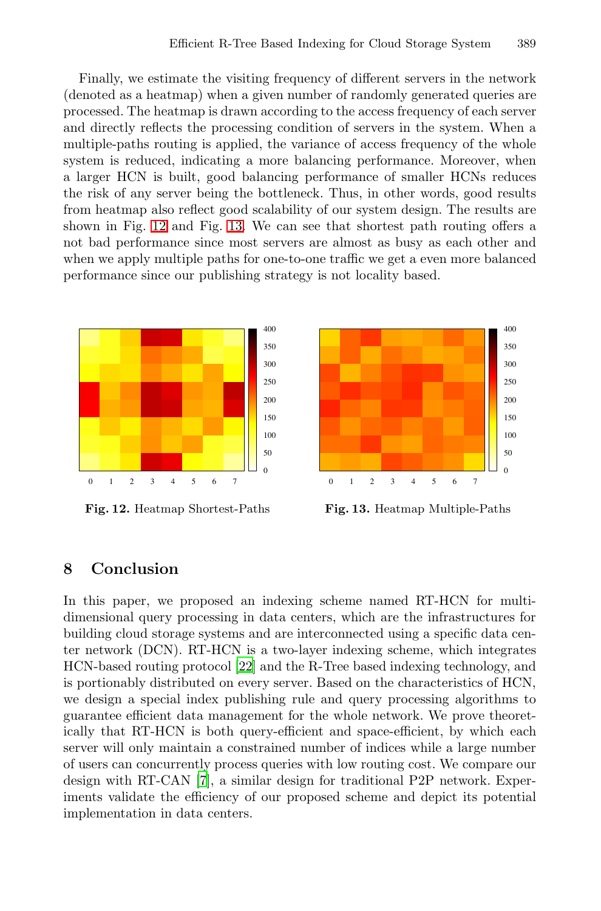Finally, we estimate the visiting frequency of different servers in the network (denoted as a heatmap) when a given number of randomly generated queries are processed. The heatmap is drawn according to the access frequency of each server and directly reflects the processing condition of servers in the system. When a multiple-paths routing is applied, the variance of access frequency of the whole system is reduced, indicating a more balancing performance. Moreover, when a larger HCN is built, good balancing performance of smaller HCNs reduces the risk of any server being the bottleneck. Thus, in other words, good results from heatmap also reflect good scalability of our system design. The results are shown in Fig. 12 and Fig. 13. We can see that shortest path routing offers a not bad performance since most servers are almost as busy as each other and when we apply multiple paths for one-to-one traffic we get a even more balanced performance since our publishing strategy is not locality based.

**Fig. 12.** Heatmap Shortest-Paths

**Fig. 13.** Heatmap Multiple-Paths

## 8 Conclusion

In this paper, we proposed an indexing scheme named RT-HCN for multi-dimensional query processing in data centers, which are the infrastructures for building cloud storage systems and are interconnected using a specific data center network (DCN). RT-HCN is a two-layer indexing scheme, which integrates HCN-based routing protocol [22] and the R-Tree based indexing technology, and is portionably distributed on every server. Based on the characteristics of HCN, we design a special index publishing rule and query processing algorithms to guarantee efficient data management for the whole network. We prove theoretically that RT-HCN is both query-efficient and space-efficient, by which each server will only maintain a constrained number of indices while a large number of users can concurrently process queries with low routing cost. We compare our design with RT-CAN [7], a similar design for traditional P2P network. Experiments validate the efficiency of our proposed scheme and depict its potential implementation in data centers.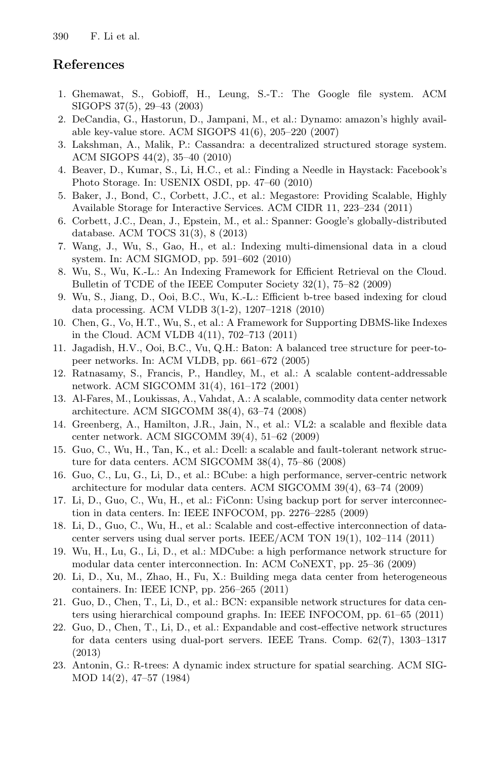## References

1. Ghemawat, S., Gobioff, H., Leung, S.-T.: The Google file system. ACM SIGOPS 37(5), 29–43 (2003)
2. DeCandia, G., Hastorun, D., Jampani, M., et al.: Dynamo: amazon's highly available key-value store. ACM SIGOPS 41(6), 205–220 (2007)
3. Lakshman, A., Malik, P.: Cassandra: a decentralized structured storage system. ACM SIGOPS 44(2), 35–40 (2010)
4. Beaver, D., Kumar, S., Li, H.C., et al.: Finding a Needle in Haystack: Facebook's Photo Storage. In: USENIX OSDI, pp. 47–60 (2010)
5. Baker, J., Bond, C., Corbett, J.C., et al.: Megastore: Providing Scalable, Highly Available Storage for Interactive Services. ACM CIDR 11, 223–234 (2011)
6. Corbett, J.C., Dean, J., Epstein, M., et al.: Spanner: Google's globally-distributed database. ACM TOCS 31(3), 8 (2013)
7. Wang, J., Wu, S., Gao, H., et al.: Indexing multi-dimensional data in a cloud system. In: ACM SIGMOD, pp. 591–602 (2010)
8. Wu, S., Wu, K.-L.: An Indexing Framework for Efficient Retrieval on the Cloud. Bulletin of TCDE of the IEEE Computer Society 32(1), 75–82 (2009)
9. Wu, S., Jiang, D., Ooi, B.C., Wu, K.-L.: Efficient b-tree based indexing for cloud data processing. ACM VLDB 3(1-2), 1207–1218 (2010)
10. Chen, G., Vo, H.T., Wu, S., et al.: A Framework for Supporting DBMS-like Indexes in the Cloud. ACM VLDB 4(11), 702–713 (2011)
11. Jagadish, H.V., Ooi, B.C., Vu, Q.H.: Baton: A balanced tree structure for peer-to-peer networks. In: ACM VLDB, pp. 661–672 (2005)
12. Ratnasamy, S., Francis, P., Handley, M., et al.: A scalable content-addressable network. ACM SIGCOMM 31(4), 161–172 (2001)
13. Al-Fares, M., Loukissas, A., Vahdat, A.: A scalable, commodity data center network architecture. ACM SIGCOMM 38(4), 63–74 (2008)
14. Greenberg, A., Hamilton, J.R., Jain, N., et al.: VL2: a scalable and flexible data center network. ACM SIGCOMM 39(4), 51–62 (2009)
15. Guo, C., Wu, H., Tan, K., et al.: Dcell: a scalable and fault-tolerant network structure for data centers. ACM SIGCOMM 38(4), 75–86 (2008)
16. Guo, C., Lu, G., Li, D., et al.: BCube: a high performance, server-centric network architecture for modular data centers. ACM SIGCOMM 39(4), 63–74 (2009)
17. Li, D., Guo, C., Wu, H., et al.: FiConn: Using backup port for server interconnection in data centers. In: IEEE INFOCOM, pp. 2276–2285 (2009)
18. Li, D., Guo, C., Wu, H., et al.: Scalable and cost-effective interconnection of data-center servers using dual server ports. IEEE/ACM TON 19(1), 102–114 (2011)
19. Wu, H., Lu, G., Li, D., et al.: MDCube: a high performance network structure for modular data center interconnection. In: ACM CoNEXT, pp. 25–36 (2009)
20. Li, D., Xu, M., Zhao, H., Fu, X.: Building mega data center from heterogeneous containers. In: IEEE ICNP, pp. 256–265 (2011)
21. Guo, D., Chen, T., Li, D., et al.: BCN: expansible network structures for data centers using hierarchical compound graphs. In: IEEE INFOCOM, pp. 61–65 (2011)
22. Guo, D., Chen, T., Li, D., et al.: Expandable and cost-effective network structures for data centers using dual-port servers. IEEE Trans. Comp. 62(7), 1303–1317 (2013)
23. Antonin, G.: R-trees: A dynamic index structure for spatial searching. ACM SIGMOD 14(2), 47–57 (1984)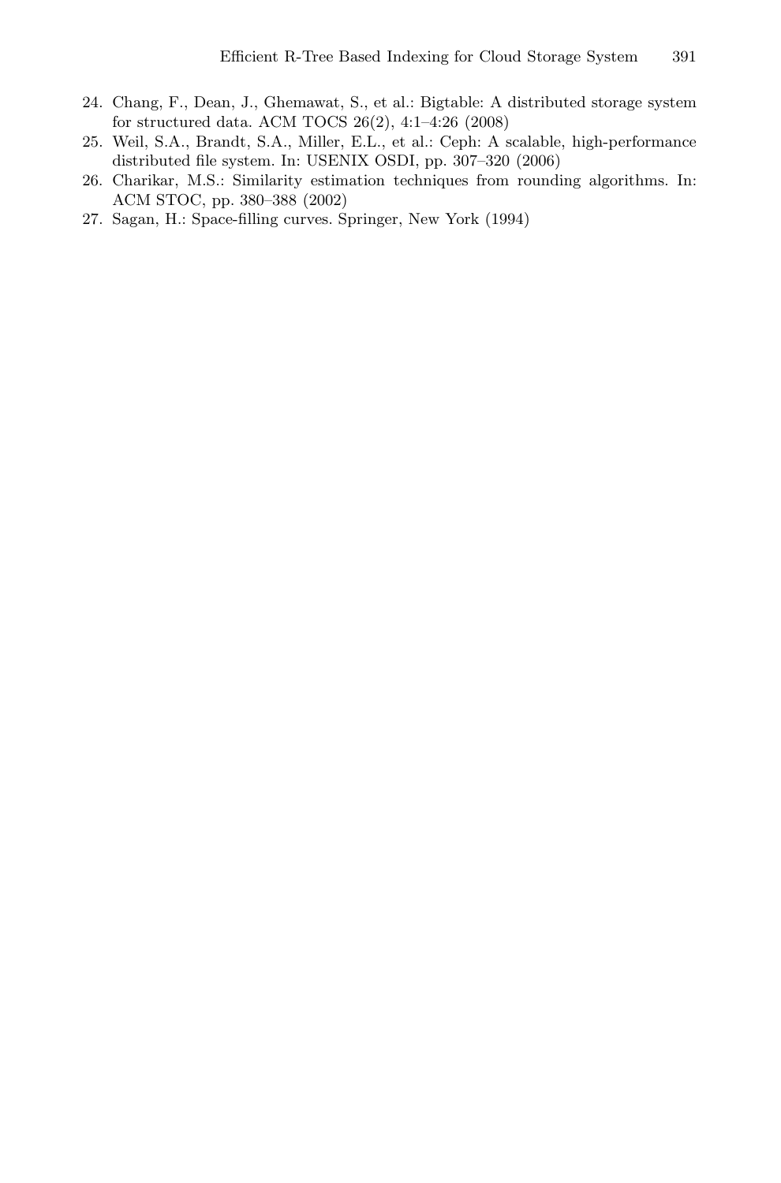24. Chang, F., Dean, J., Ghemawat, S., et al.: Bigtable: A distributed storage system for structured data. ACM TOCS 26(2), 4:1–4:26 (2008)
25. Weil, S.A., Brandt, S.A., Miller, E.L., et al.: Ceph: A scalable, high-performance distributed file system. In: USENIX OSDI, pp. 307–320 (2006)
26. Charikar, M.S.: Similarity estimation techniques from rounding algorithms. In: ACM STOC, pp. 380–388 (2002)
27. Sagan, H.: Space-filling curves. Springer, New York (1994)